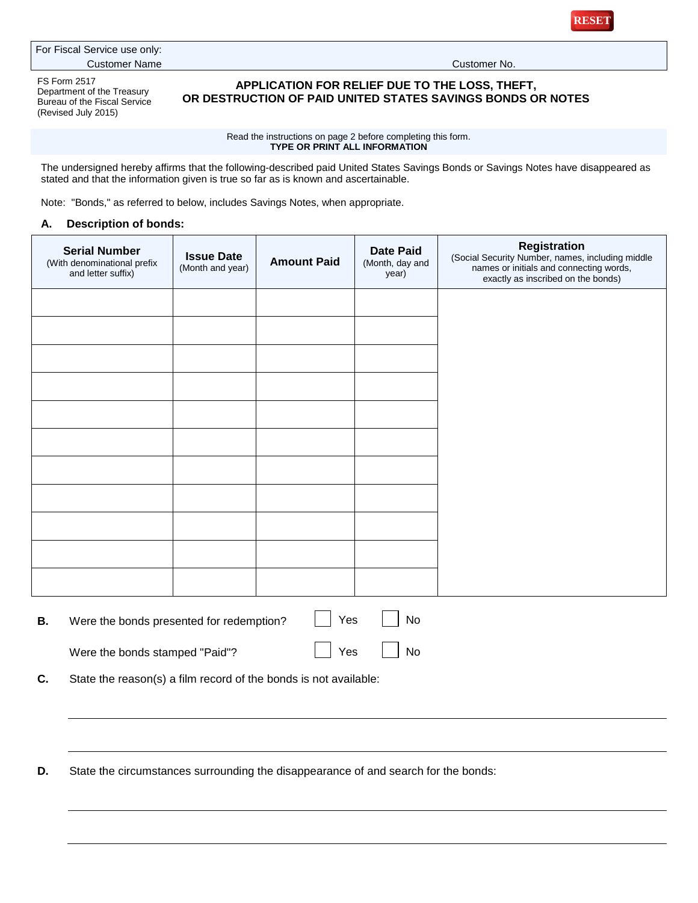For Fiscal Service use only:

Customer Name Customer No.

FS Form 2517
Department of the Treasury
Bureau of the Fiscal Service
(Revised July 2015)

# APPLICATION FOR RELIEF DUE TO THE LOSS, THEFT, OR DESTRUCTION OF PAID UNITED STATES SAVINGS BONDS OR NOTES

Read the instructions on page 2 before completing this form.
**TYPE OR PRINT ALL INFORMATION**

The undersigned hereby affirms that the following-described paid United States Savings Bonds or Savings Notes have disappeared as stated and that the information given is true so far as is known and ascertainable.

Note: "Bonds," as referred to below, includes Savings Notes, when appropriate.

**A. Description of bonds:**

| **Serial Number** (With denominational prefix and letter suffix) | **Issue Date** (Month and year) | **Amount Paid** | **Date Paid** (Month, day and year) | **Registration** (Social Security Number, names, including middle names or initials and connecting words, exactly as inscribed on the bonds) |
|---|---|---|---|---|
| | | | | |
| | | | | |
| | | | | |
| | | | | |
| | | | | |
| | | | | |
| | | | | |
| | | | | |
| | | | | |
| | | | | |
| | | | | |

**B.** Were the bonds presented for redemption? ☐ Yes ☐ No

Were the bonds stamped "Paid"? ☐ Yes ☐ No

**C.** State the reason(s) a film record of the bonds is not available:

______________________________________________

______________________________________________

**D.** State the circumstances surrounding the disappearance of and search for the bonds:

______________________________________________

______________________________________________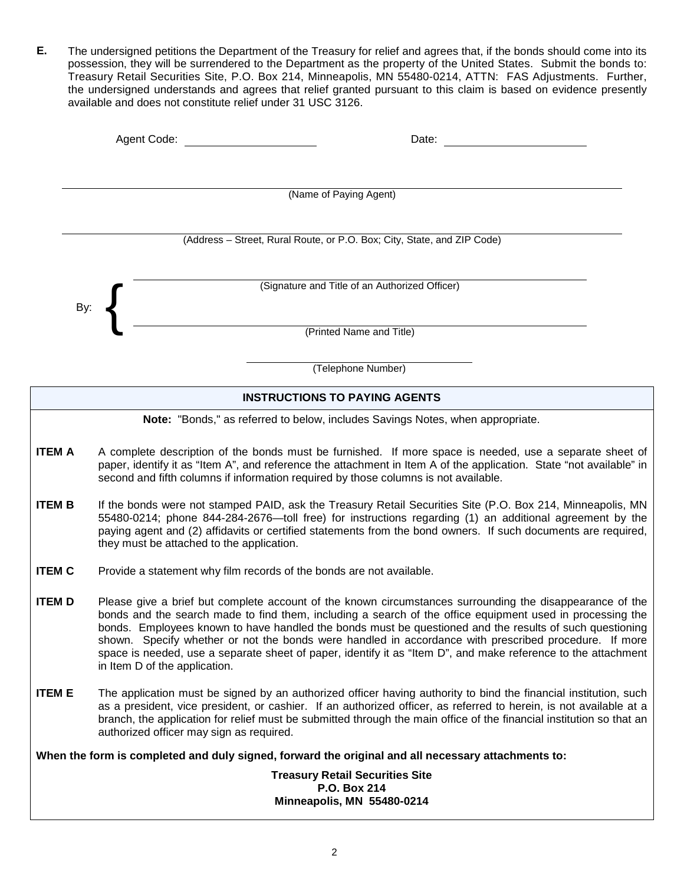**E.** The undersigned petitions the Department of the Treasury for relief and agrees that, if the bonds should come into its possession, they will be surrendered to the Department as the property of the United States. Submit the bonds to: Treasury Retail Securities Site, P.O. Box 214, Minneapolis, MN 55480-0214, ATTN: FAS Adjustments. Further, the undersigned understands and agrees that relief granted pursuant to this claim is based on evidence presently available and does not constitute relief under 31 USC 3126.

Agent Code: ____________________ Date: ____________________

______________________________________________________________
(Name of Paying Agent)

______________________________________________________________
(Address – Street, Rural Route, or P.O. Box; City, State, and ZIP Code)

By:

______________________________________________________________
(Signature and Title of an Authorized Officer)

______________________________________________________________
(Printed Name and Title)

______________________________
(Telephone Number)

## INSTRUCTIONS TO PAYING AGENTS

**Note:** "Bonds," as referred to below, includes Savings Notes, when appropriate.

**ITEM A** A complete description of the bonds must be furnished. If more space is needed, use a separate sheet of paper, identify it as "Item A", and reference the attachment in Item A of the application. State "not available" in second and fifth columns if information required by those columns is not available.

**ITEM B** If the bonds were not stamped PAID, ask the Treasury Retail Securities Site (P.O. Box 214, Minneapolis, MN 55480-0214; phone 844-284-2676—toll free) for instructions regarding (1) an additional agreement by the paying agent and (2) affidavits or certified statements from the bond owners. If such documents are required, they must be attached to the application.

**ITEM C** Provide a statement why film records of the bonds are not available.

**ITEM D** Please give a brief but complete account of the known circumstances surrounding the disappearance of the bonds and the search made to find them, including a search of the office equipment used in processing the bonds. Employees known to have handled the bonds must be questioned and the results of such questioning shown. Specify whether or not the bonds were handled in accordance with prescribed procedure. If more space is needed, use a separate sheet of paper, identify it as "Item D", and make reference to the attachment in Item D of the application.

**ITEM E** The application must be signed by an authorized officer having authority to bind the financial institution, such as a president, vice president, or cashier. If an authorized officer, as referred to herein, is not available at a branch, the application for relief must be submitted through the main office of the financial institution so that an authorized officer may sign as required.

**When the form is completed and duly signed, forward the original and all necessary attachments to:**

**Treasury Retail Securities Site**
**P.O. Box 214**
**Minneapolis, MN 55480-0214**